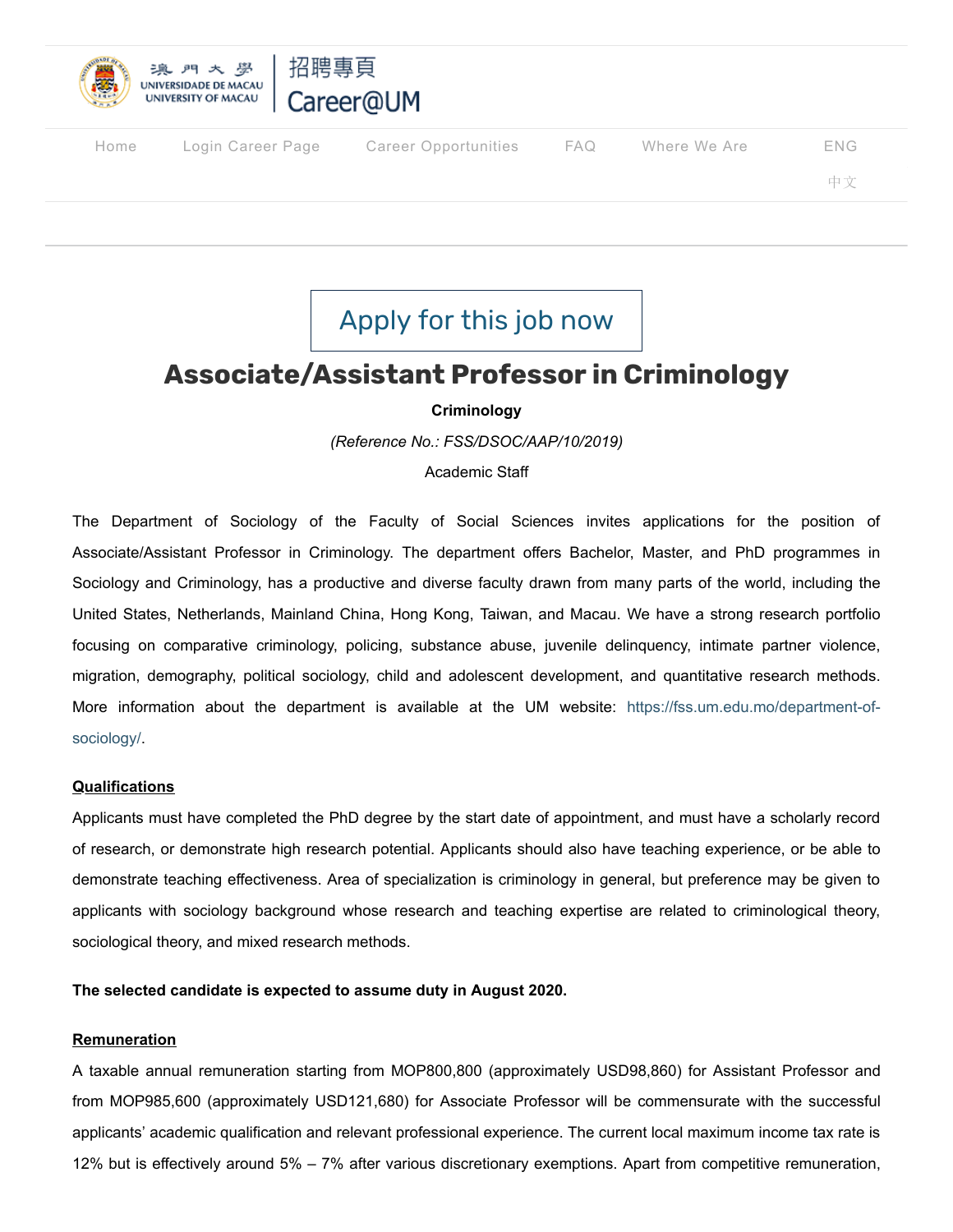Home | Login Career Page | Career Opportunities | FAQ | Where We Are | ENG | 中文

Apply for this job now

# Associate/Assistant Professor in Criminology

**Criminology**

*(Reference No.: FSS/DSOC/AAP/10/2019)*

Academic Staff

The Department of Sociology of the Faculty of Social Sciences invites applications for the position of Associate/Assistant Professor in Criminology. The department offers Bachelor, Master, and PhD programmes in Sociology and Criminology, has a productive and diverse faculty drawn from many parts of the world, including the United States, Netherlands, Mainland China, Hong Kong, Taiwan, and Macau. We have a strong research portfolio focusing on comparative criminology, policing, substance abuse, juvenile delinquency, intimate partner violence, migration, demography, political sociology, child and adolescent development, and quantitative research methods. More information about the department is available at the UM website: https://fss.um.edu.mo/department-of-sociology/.

## Qualifications

Applicants must have completed the PhD degree by the start date of appointment, and must have a scholarly record of research, or demonstrate high research potential. Applicants should also have teaching experience, or be able to demonstrate teaching effectiveness. Area of specialization is criminology in general, but preference may be given to applicants with sociology background whose research and teaching expertise are related to criminological theory, sociological theory, and mixed research methods.

**The selected candidate is expected to assume duty in August 2020.**

## Remuneration

A taxable annual remuneration starting from MOP800,800 (approximately USD98,860) for Assistant Professor and from MOP985,600 (approximately USD121,680) for Associate Professor will be commensurate with the successful applicants' academic qualification and relevant professional experience. The current local maximum income tax rate is 12% but is effectively around 5% – 7% after various discretionary exemptions. Apart from competitive remuneration,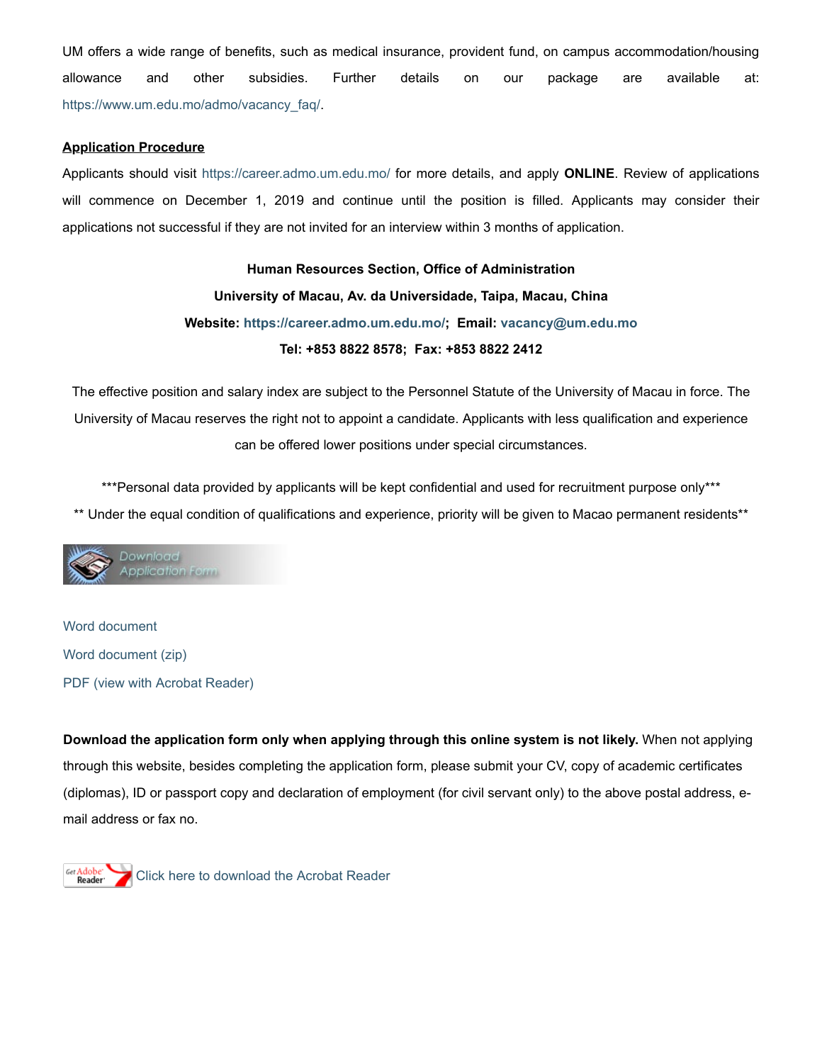UM offers a wide range of benefits, such as medical insurance, provident fund, on campus accommodation/housing allowance and other subsidies. Further details on our package are available at: https://www.um.edu.mo/admo/vacancy_faq/.

**Application Procedure**

Applicants should visit https://career.admo.um.edu.mo/ for more details, and apply **ONLINE**. Review of applications will commence on December 1, 2019 and continue until the position is filled. Applicants may consider their applications not successful if they are not invited for an interview within 3 months of application.

**Human Resources Section, Office of Administration**

**University of Macau, Av. da Universidade, Taipa, Macau, China**

**Website: https://career.admo.um.edu.mo/; Email: vacancy@um.edu.mo**

**Tel: +853 8822 8578; Fax: +853 8822 2412**

The effective position and salary index are subject to the Personnel Statute of the University of Macau in force. The University of Macau reserves the right not to appoint a candidate. Applicants with less qualification and experience can be offered lower positions under special circumstances.

***Personal data provided by applicants will be kept confidential and used for recruitment purpose only***

** Under the equal condition of qualifications and experience, priority will be given to Macao permanent residents**

Download Application Form

Word document

Word document (zip)

PDF (view with Acrobat Reader)

**Download the application form only when applying through this online system is not likely.** When not applying through this website, besides completing the application form, please submit your CV, copy of academic certificates (diplomas), ID or passport copy and declaration of employment (for civil servant only) to the above postal address, e-mail address or fax no.

Click here to download the Acrobat Reader